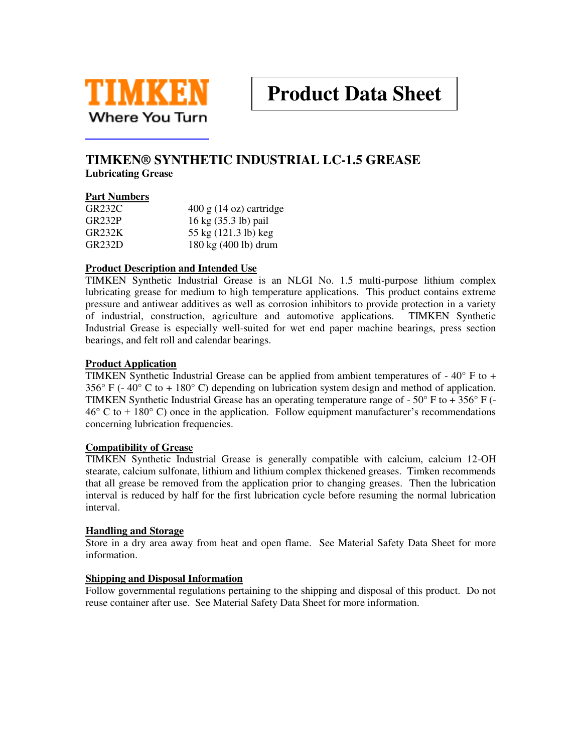TIMKEN

Where You Turn

# Product Data Sheet

## TIMKEN® SYNTHETIC INDUSTRIAL LC-1.5 GREASE

**Lubricating Grease**

### Part Numbers

| | |
|---|---|
| GR232C | 400 g (14 oz) cartridge |
| GR232P | 16 kg (35.3 lb) pail |
| GR232K | 55 kg (121.3 lb) keg |
| GR232D | 180 kg (400 lb) drum |

### Product Description and Intended Use

TIMKEN Synthetic Industrial Grease is an NLGI No. 1.5 multi-purpose lithium complex lubricating grease for medium to high temperature applications. This product contains extreme pressure and antiwear additives as well as corrosion inhibitors to provide protection in a variety of industrial, construction, agriculture and automotive applications. TIMKEN Synthetic Industrial Grease is especially well-suited for wet end paper machine bearings, press section bearings, and felt roll and calendar bearings.

### Product Application

TIMKEN Synthetic Industrial Grease can be applied from ambient temperatures of - 40° F to + 356° F (- 40° C to + 180° C) depending on lubrication system design and method of application. TIMKEN Synthetic Industrial Grease has an operating temperature range of - 50° F to + 356° F (- 46° C to + 180° C) once in the application. Follow equipment manufacturer's recommendations concerning lubrication frequencies.

### Compatibility of Grease

TIMKEN Synthetic Industrial Grease is generally compatible with calcium, calcium 12-OH stearate, calcium sulfonate, lithium and lithium complex thickened greases. Timken recommends that all grease be removed from the application prior to changing greases. Then the lubrication interval is reduced by half for the first lubrication cycle before resuming the normal lubrication interval.

### Handling and Storage

Store in a dry area away from heat and open flame. See Material Safety Data Sheet for more information.

### Shipping and Disposal Information

Follow governmental regulations pertaining to the shipping and disposal of this product. Do not reuse container after use. See Material Safety Data Sheet for more information.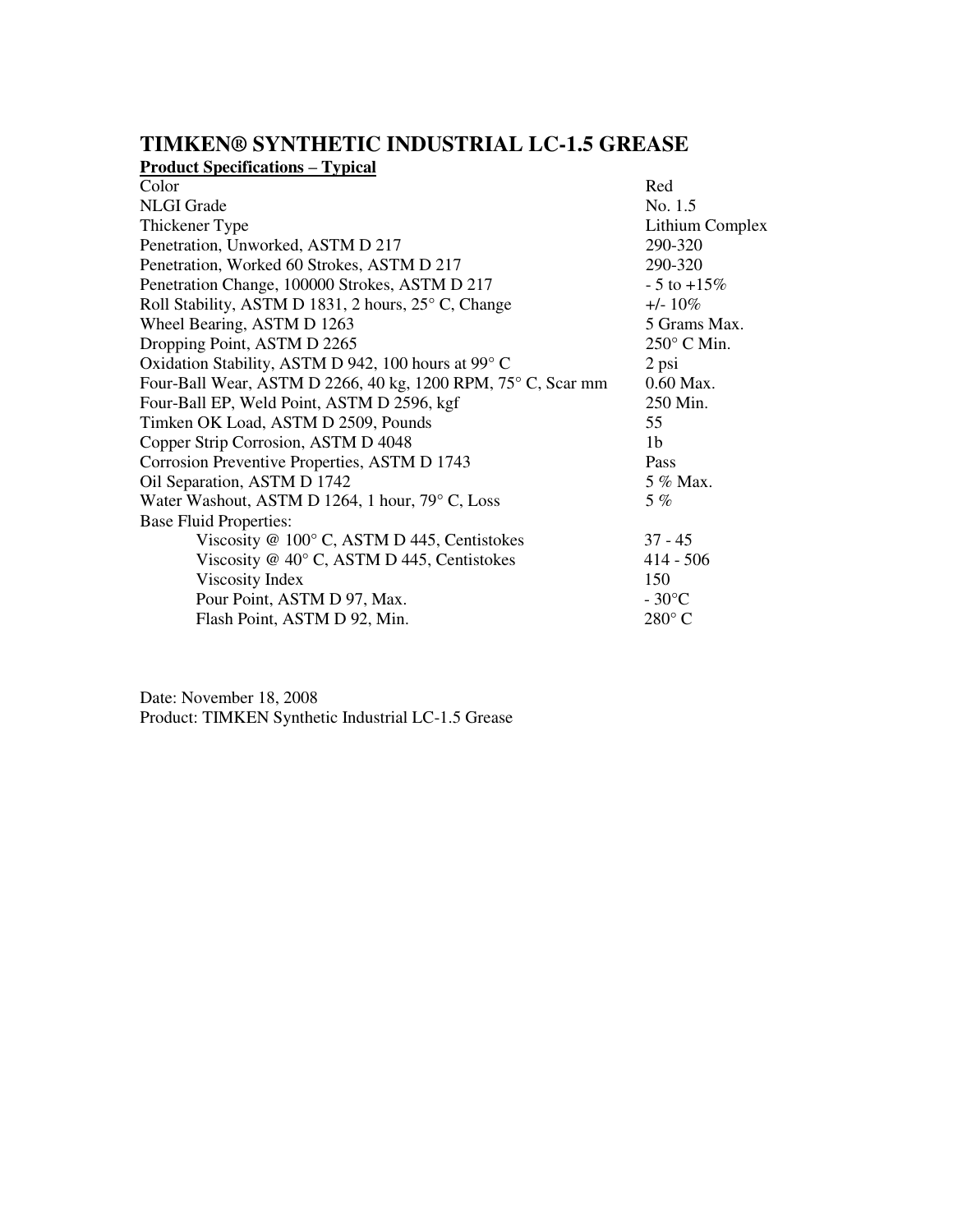# TIMKEN® SYNTHETIC INDUSTRIAL LC-1.5 GREASE

**Product Specifications – Typical**

| | |
|---|---|
| Color | Red |
| NLGI Grade | No. 1.5 |
| Thickener Type | Lithium Complex |
| Penetration, Unworked, ASTM D 217 | 290-320 |
| Penetration, Worked 60 Strokes, ASTM D 217 | 290-320 |
| Penetration Change, 100000 Strokes, ASTM D 217 | - 5 to +15% |
| Roll Stability, ASTM D 1831, 2 hours, 25° C, Change | +/- 10% |
| Wheel Bearing, ASTM D 1263 | 5 Grams Max. |
| Dropping Point, ASTM D 2265 | 250° C Min. |
| Oxidation Stability, ASTM D 942, 100 hours at 99° C | 2 psi |
| Four-Ball Wear, ASTM D 2266, 40 kg, 1200 RPM, 75° C, Scar mm | 0.60 Max. |
| Four-Ball EP, Weld Point, ASTM D 2596, kgf | 250 Min. |
| Timken OK Load, ASTM D 2509, Pounds | 55 |
| Copper Strip Corrosion, ASTM D 4048 | 1b |
| Corrosion Preventive Properties, ASTM D 1743 | Pass |
| Oil Separation, ASTM D 1742 | 5 % Max. |
| Water Washout, ASTM D 1264, 1 hour, 79° C, Loss | 5 % |
| Base Fluid Properties: | |
| Viscosity @ 100° C, ASTM D 445, Centistokes | 37 - 45 |
| Viscosity @ 40° C, ASTM D 445, Centistokes | 414 - 506 |
| Viscosity Index | 150 |
| Pour Point, ASTM D 97, Max. | - 30°C |
| Flash Point, ASTM D 92, Min. | 280° C |

Date: November 18, 2008

Product: TIMKEN Synthetic Industrial LC-1.5 Grease